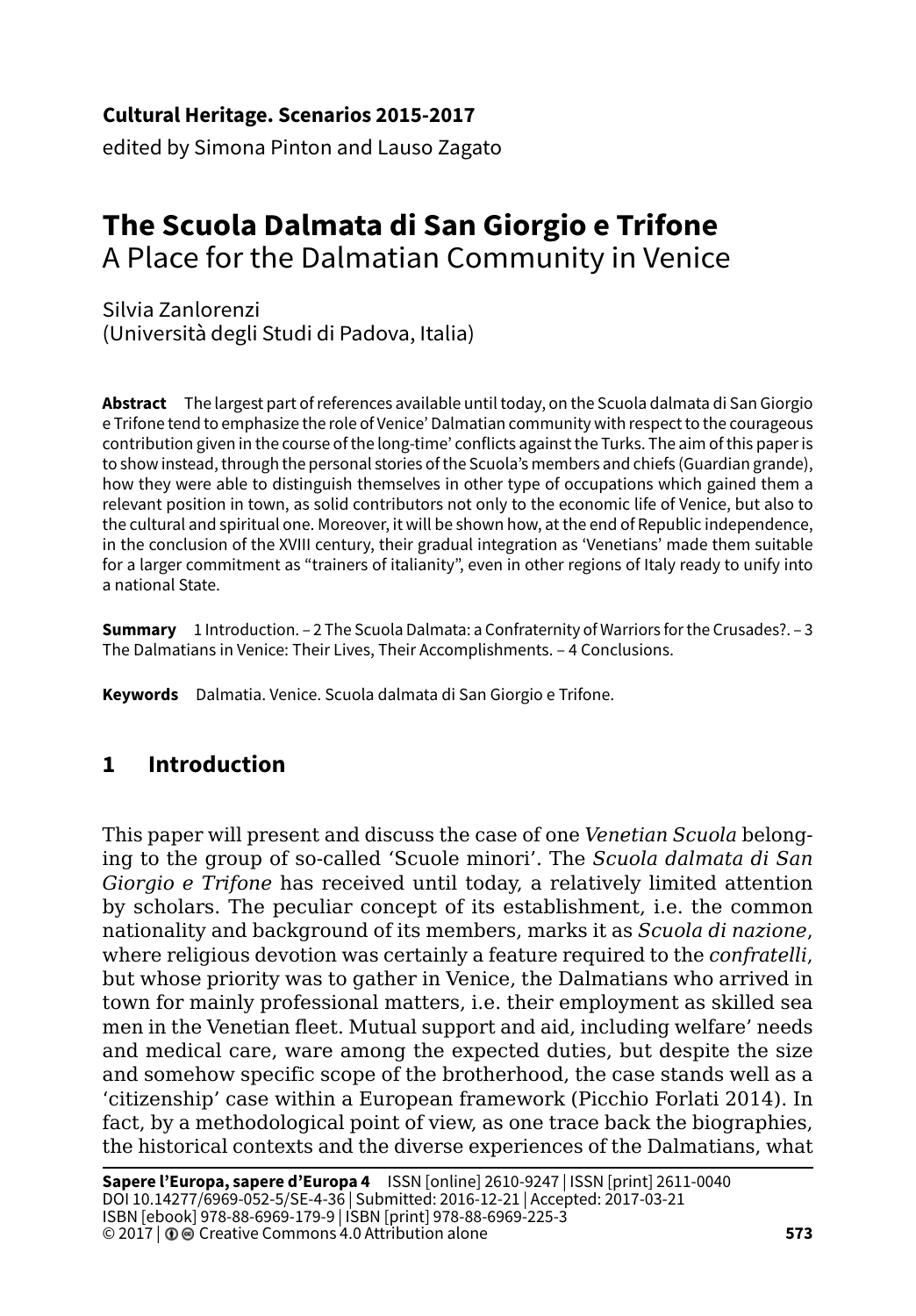**Cultural Heritage. Scenarios 2015-2017**
edited by Simona Pinton and Lauso Zagato

# The Scuola Dalmata di San Giorgio e Trifone
## A Place for the Dalmatian Community in Venice

Silvia Zanlorenzi
(Università degli Studi di Padova, Italia)

**Abstract** The largest part of references available until today, on the Scuola dalmata di San Giorgio e Trifone tend to emphasize the role of Venice' Dalmatian community with respect to the courageous contribution given in the course of the long-time' conflicts against the Turks. The aim of this paper is to show instead, through the personal stories of the Scuola's members and chiefs (Guardian grande), how they were able to distinguish themselves in other type of occupations which gained them a relevant position in town, as solid contributors not only to the economic life of Venice, but also to the cultural and spiritual one. Moreover, it will be shown how, at the end of Republic independence, in the conclusion of the XVIII century, their gradual integration as 'Venetians' made them suitable for a larger commitment as "trainers of italianity", even in other regions of Italy ready to unify into a national State.

**Summary** 1 Introduction. – 2 The Scuola Dalmata: a Confraternity of Warriors for the Crusades?. – 3 The Dalmatians in Venice: Their Lives, Their Accomplishments. – 4 Conclusions.

**Keywords** Dalmatia. Venice. Scuola dalmata di San Giorgio e Trifone.

## 1 Introduction

This paper will present and discuss the case of one *Venetian Scuola* belonging to the group of so-called 'Scuole minori'. The *Scuola dalmata di San Giorgio e Trifone* has received until today, a relatively limited attention by scholars. The peculiar concept of its establishment, i.e. the common nationality and background of its members, marks it as *Scuola di nazione*, where religious devotion was certainly a feature required to the *confratelli*, but whose priority was to gather in Venice, the Dalmatians who arrived in town for mainly professional matters, i.e. their employment as skilled sea men in the Venetian fleet. Mutual support and aid, including welfare' needs and medical care, ware among the expected duties, but despite the size and somehow specific scope of the brotherhood, the case stands well as a 'citizenship' case within a European framework (Picchio Forlati 2014). In fact, by a methodological point of view, as one trace back the biographies, the historical contexts and the diverse experiences of the Dalmatians, what

**Sapere l'Europa, sapere d'Europa 4** ISSN [online] 2610-9247 | ISSN [print] 2611-0040
DOI 10.14277/6969-052-5/SE-4-36 | Submitted: 2016-12-21 | Accepted: 2017-03-21
ISBN [ebook] 978-88-6969-179-9 | ISBN [print] 978-88-6969-225-3
© 2017 | Creative Commons 4.0 Attribution alone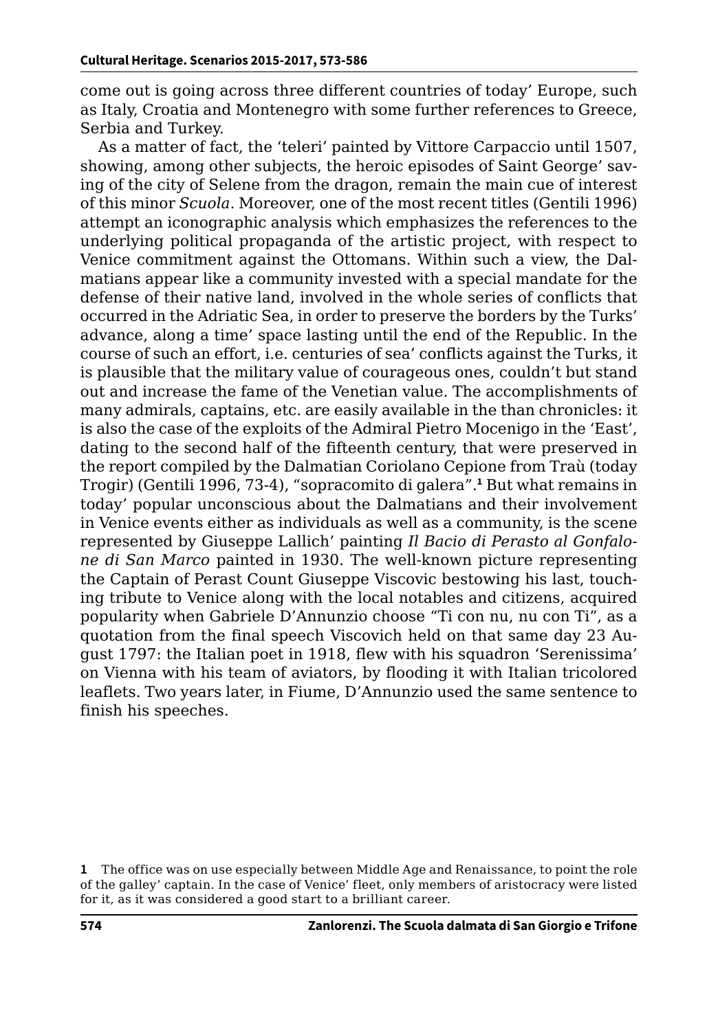come out is going across three different countries of today' Europe, such as Italy, Croatia and Montenegro with some further references to Greece, Serbia and Turkey.

As a matter of fact, the 'teleri' painted by Vittore Carpaccio until 1507, showing, among other subjects, the heroic episodes of Saint George' saving of the city of Selene from the dragon, remain the main cue of interest of this minor *Scuola*. Moreover, one of the most recent titles (Gentili 1996) attempt an iconographic analysis which emphasizes the references to the underlying political propaganda of the artistic project, with respect to Venice commitment against the Ottomans. Within such a view, the Dalmatians appear like a community invested with a special mandate for the defense of their native land, involved in the whole series of conflicts that occurred in the Adriatic Sea, in order to preserve the borders by the Turks' advance, along a time' space lasting until the end of the Republic. In the course of such an effort, i.e. centuries of sea' conflicts against the Turks, it is plausible that the military value of courageous ones, couldn't but stand out and increase the fame of the Venetian value. The accomplishments of many admirals, captains, etc. are easily available in the than chronicles: it is also the case of the exploits of the Admiral Pietro Mocenigo in the 'East', dating to the second half of the fifteenth century, that were preserved in the report compiled by the Dalmatian Coriolano Cepione from Traù (today Trogir) (Gentili 1996, 73-4), "sopracomito di galera".[1] But what remains in today' popular unconscious about the Dalmatians and their involvement in Venice events either as individuals as well as a community, is the scene represented by Giuseppe Lallich' painting *Il Bacio di Perasto al Gonfalone di San Marco* painted in 1930. The well-known picture representing the Captain of Perast Count Giuseppe Viscovic bestowing his last, touching tribute to Venice along with the local notables and citizens, acquired popularity when Gabriele D'Annunzio choose "Ti con nu, nu con Ti", as a quotation from the final speech Viscovich held on that same day 23 August 1797: the Italian poet in 1918, flew with his squadron 'Serenissima' on Vienna with his team of aviators, by flooding it with Italian tricolored leaflets. Two years later, in Fiume, D'Annunzio used the same sentence to finish his speeches.

[1] The office was on use especially between Middle Age and Renaissance, to point the role of the galley' captain. In the case of Venice' fleet, only members of aristocracy were listed for it, as it was considered a good start to a brilliant career.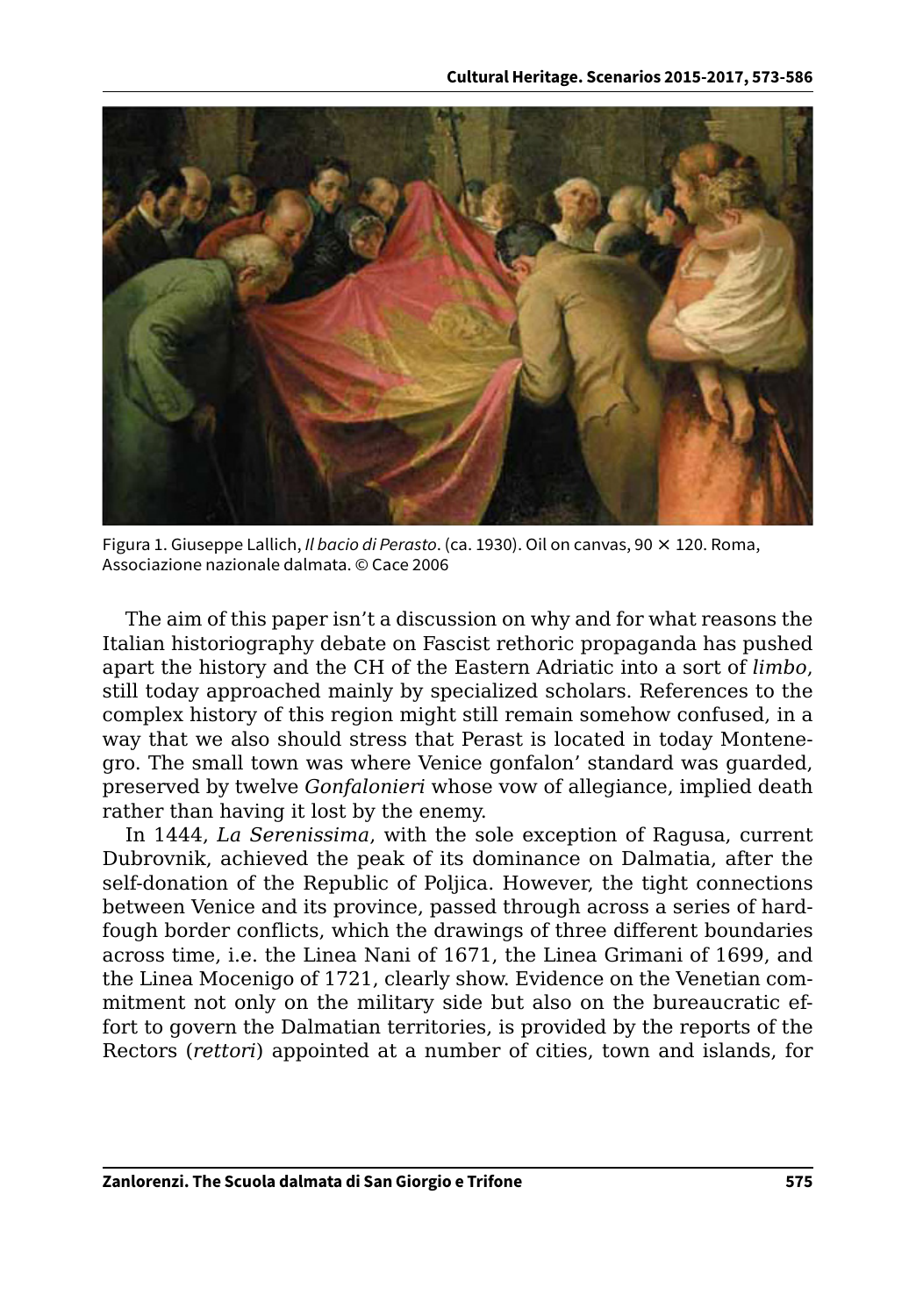Figura 1. Giuseppe Lallich, *Il bacio di Perasto*. (ca. 1930). Oil on canvas, 90 × 120. Roma, Associazione nazionale dalmata. © Cace 2006

The aim of this paper isn't a discussion on why and for what reasons the Italian historiography debate on Fascist rethoric propaganda has pushed apart the history and the CH of the Eastern Adriatic into a sort of *limbo*, still today approached mainly by specialized scholars. References to the complex history of this region might still remain somehow confused, in a way that we also should stress that Perast is located in today Montenegro. The small town was where Venice gonfalon' standard was guarded, preserved by twelve *Gonfalonieri* whose vow of allegiance, implied death rather than having it lost by the enemy.

In 1444, *La Serenissima*, with the sole exception of Ragusa, current Dubrovnik, achieved the peak of its dominance on Dalmatia, after the self-donation of the Republic of Poljica. However, the tight connections between Venice and its province, passed through across a series of hard-fough border conflicts, which the drawings of three different boundaries across time, i.e. the Linea Nani of 1671, the Linea Grimani of 1699, and the Linea Mocenigo of 1721, clearly show. Evidence on the Venetian commitment not only on the military side but also on the bureaucratic effort to govern the Dalmatian territories, is provided by the reports of the Rectors (*rettori*) appointed at a number of cities, town and islands, for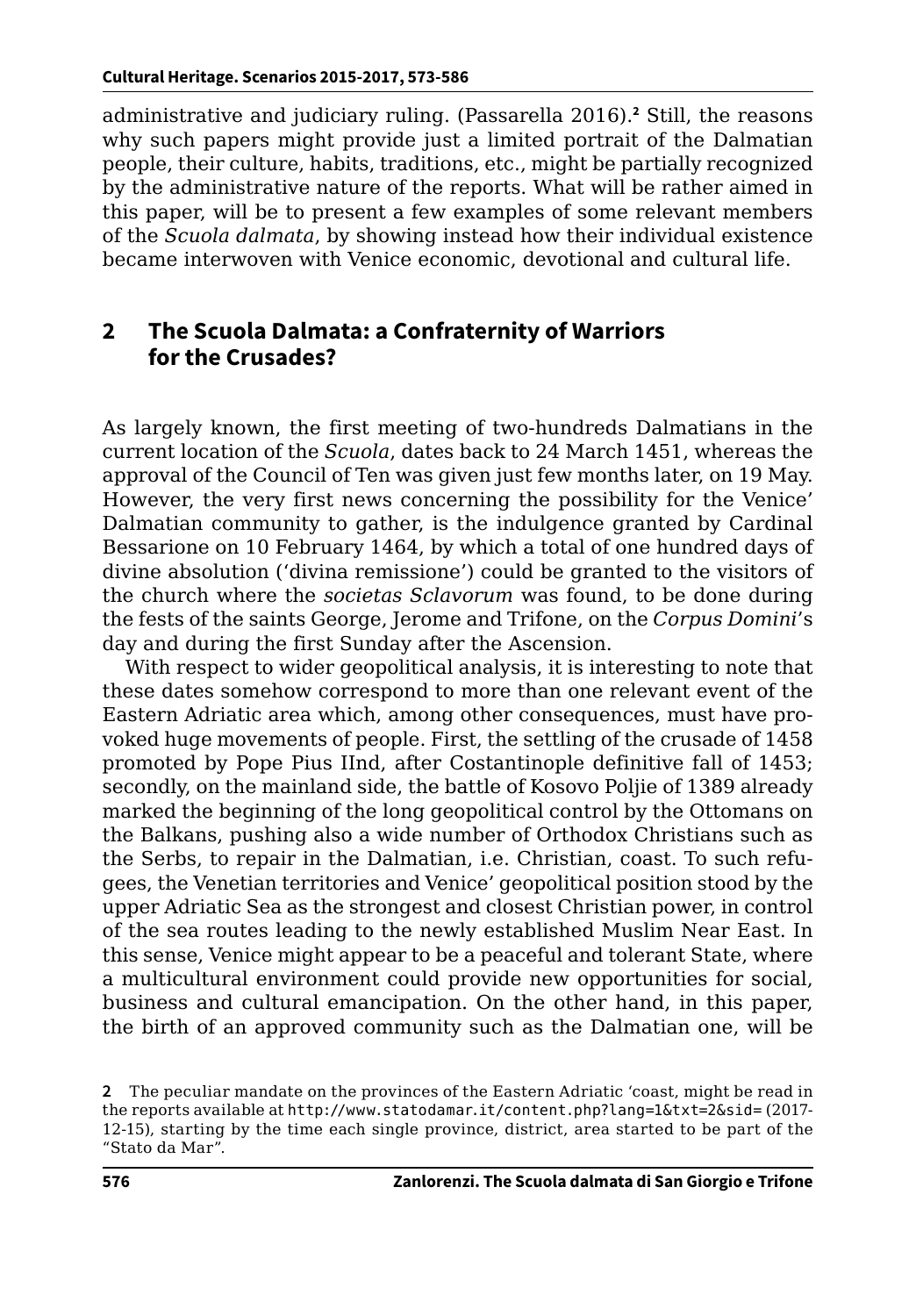administrative and judiciary ruling. (Passarella 2016).[2] Still, the reasons why such papers might provide just a limited portrait of the Dalmatian people, their culture, habits, traditions, etc., might be partially recognized by the administrative nature of the reports. What will be rather aimed in this paper, will be to present a few examples of some relevant members of the *Scuola dalmata*, by showing instead how their individual existence became interwoven with Venice economic, devotional and cultural life.

## 2 The Scuola Dalmata: a Confraternity of Warriors for the Crusades?

As largely known, the first meeting of two-hundreds Dalmatians in the current location of the *Scuola*, dates back to 24 March 1451, whereas the approval of the Council of Ten was given just few months later, on 19 May. However, the very first news concerning the possibility for the Venice' Dalmatian community to gather, is the indulgence granted by Cardinal Bessarione on 10 February 1464, by which a total of one hundred days of divine absolution ('divina remissione') could be granted to the visitors of the church where the *societas Sclavorum* was found, to be done during the fests of the saints George, Jerome and Trifone, on the *Corpus Domini*'s day and during the first Sunday after the Ascension.

With respect to wider geopolitical analysis, it is interesting to note that these dates somehow correspond to more than one relevant event of the Eastern Adriatic area which, among other consequences, must have provoked huge movements of people. First, the settling of the crusade of 1458 promoted by Pope Pius IInd, after Costantinople definitive fall of 1453; secondly, on the mainland side, the battle of Kosovo Poljie of 1389 already marked the beginning of the long geopolitical control by the Ottomans on the Balkans, pushing also a wide number of Orthodox Christians such as the Serbs, to repair in the Dalmatian, i.e. Christian, coast. To such refugees, the Venetian territories and Venice' geopolitical position stood by the upper Adriatic Sea as the strongest and closest Christian power, in control of the sea routes leading to the newly established Muslim Near East. In this sense, Venice might appear to be a peaceful and tolerant State, where a multicultural environment could provide new opportunities for social, business and cultural emancipation. On the other hand, in this paper, the birth of an approved community such as the Dalmatian one, will be

2 The peculiar mandate on the provinces of the Eastern Adriatic 'coast, might be read in the reports available at http://www.statodamar.it/content.php?lang=1&txt=2&sid= (2017-12-15), starting by the time each single province, district, area started to be part of the "Stato da Mar".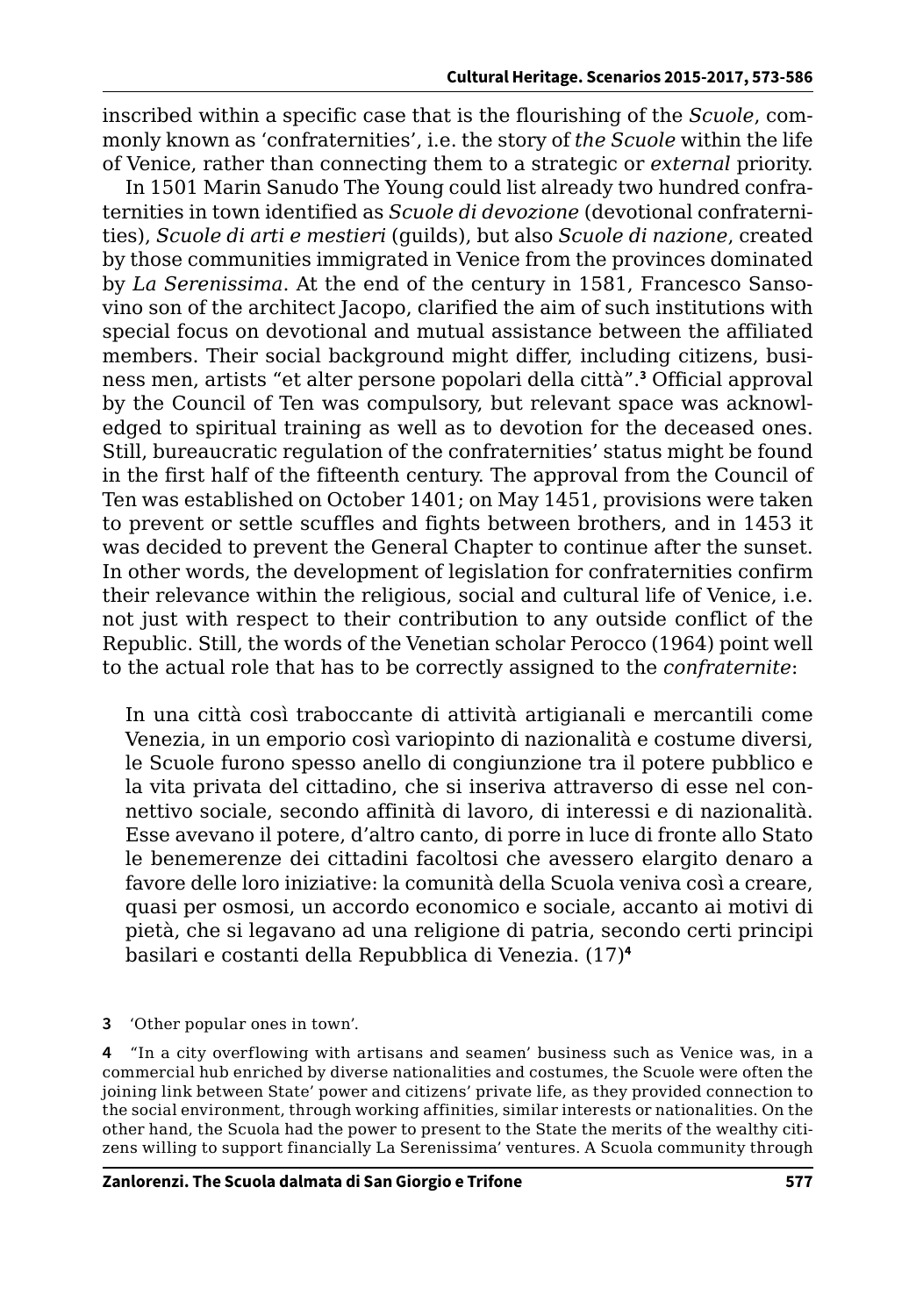inscribed within a specific case that is the flourishing of the *Scuole*, commonly known as 'confraternities', i.e. the story of *the Scuole* within the life of Venice, rather than connecting them to a strategic or *external* priority.

In 1501 Marin Sanudo The Young could list already two hundred confraternities in town identified as *Scuole di devozione* (devotional confraternities), *Scuole di arti e mestieri* (guilds), but also *Scuole di nazione*, created by those communities immigrated in Venice from the provinces dominated by *La Serenissima*. At the end of the century in 1581, Francesco Sansovino son of the architect Jacopo, clarified the aim of such institutions with special focus on devotional and mutual assistance between the affiliated members. Their social background might differ, including citizens, business men, artists "et alter persone popolari della città".[3] Official approval by the Council of Ten was compulsory, but relevant space was acknowledged to spiritual training as well as to devotion for the deceased ones. Still, bureaucratic regulation of the confraternities' status might be found in the first half of the fifteenth century. The approval from the Council of Ten was established on October 1401; on May 1451, provisions were taken to prevent or settle scuffles and fights between brothers, and in 1453 it was decided to prevent the General Chapter to continue after the sunset. In other words, the development of legislation for confraternities confirm their relevance within the religious, social and cultural life of Venice, i.e. not just with respect to their contribution to any outside conflict of the Republic. Still, the words of the Venetian scholar Perocco (1964) point well to the actual role that has to be correctly assigned to the *confraternite*:

> In una città così traboccante di attività artigianali e mercantili come Venezia, in un emporio così variopinto di nazionalità e costume diversi, le Scuole furono spesso anello di congiunzione tra il potere pubblico e la vita privata del cittadino, che si inseriva attraverso di esse nel connettivo sociale, secondo affinità di lavoro, di interessi e di nazionalità. Esse avevano il potere, d'altro canto, di porre in luce di fronte allo Stato le benemerenze dei cittadini facoltosi che avessero elargito denaro a favore delle loro iniziative: la comunità della Scuola veniva così a creare, quasi per osmosi, un accordo economico e sociale, accanto ai motivi di pietà, che si legavano ad una religione di patria, secondo certi principi basilari e costanti della Repubblica di Venezia. (17)[4]

3 'Other popular ones in town'.

4 "In a city overflowing with artisans and seamen' business such as Venice was, in a commercial hub enriched by diverse nationalities and costumes, the Scuole were often the joining link between State' power and citizens' private life, as they provided connection to the social environment, through working affinities, similar interests or nationalities. On the other hand, the Scuola had the power to present to the State the merits of the wealthy citizens willing to support financially La Serenissima' ventures. A Scuola community through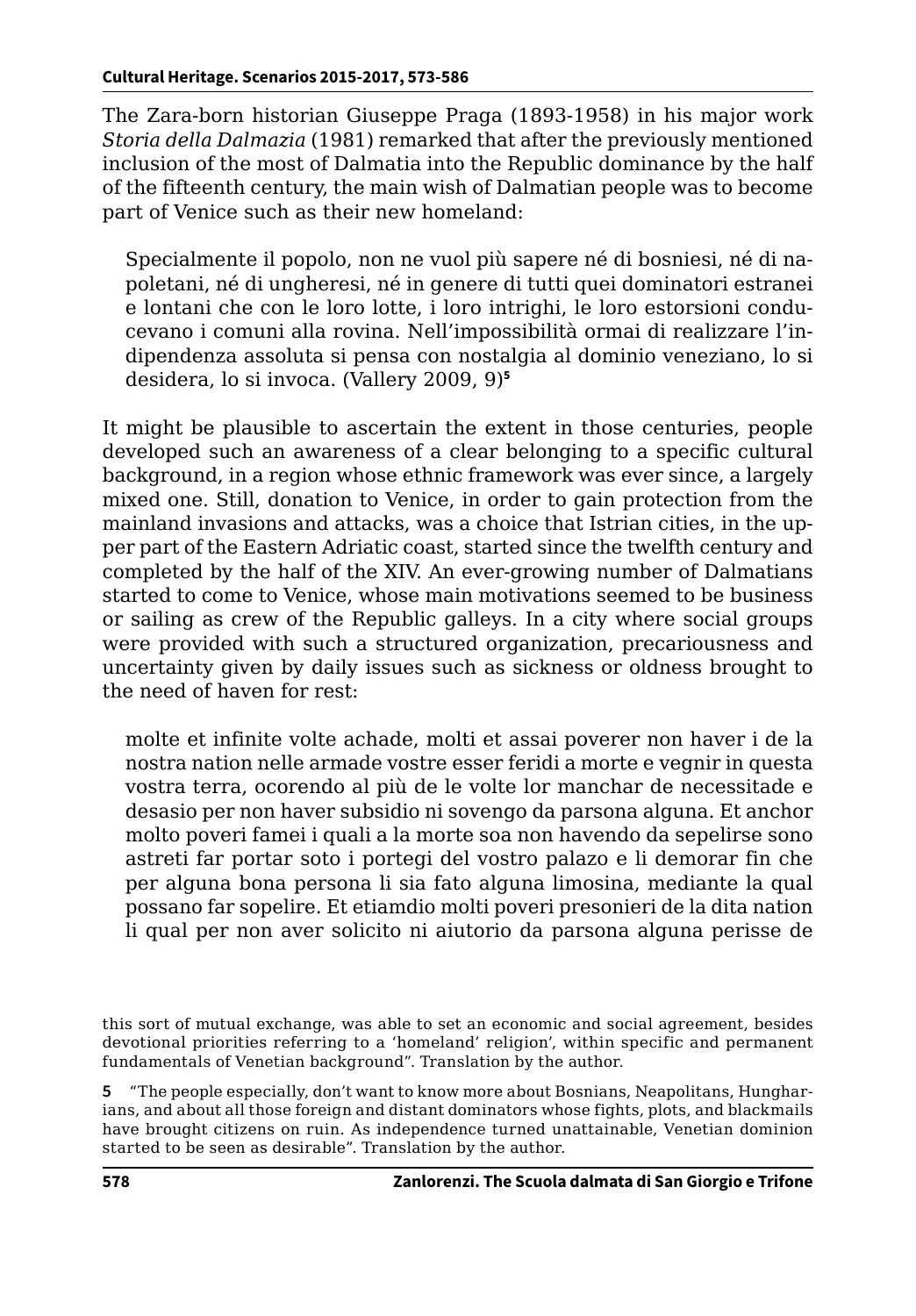The Zara-born historian Giuseppe Praga (1893-1958) in his major work *Storia della Dalmazia* (1981) remarked that after the previously mentioned inclusion of the most of Dalmatia into the Republic dominance by the half of the fifteenth century, the main wish of Dalmatian people was to become part of Venice such as their new homeland:

> Specialmente il popolo, non ne vuol più sapere né di bosniesi, né di napoletani, né di ungheresi, né in genere di tutti quei dominatori estranei e lontani che con le loro lotte, i loro intrighi, le loro estorsioni conducevano i comuni alla rovina. Nell'impossibilità ormai di realizzare l'indipendenza assoluta si pensa con nostalgia al dominio veneziano, lo si desidera, lo si invoca. (Vallery 2009, 9)[5]

It might be plausible to ascertain the extent in those centuries, people developed such an awareness of a clear belonging to a specific cultural background, in a region whose ethnic framework was ever since, a largely mixed one. Still, donation to Venice, in order to gain protection from the mainland invasions and attacks, was a choice that Istrian cities, in the upper part of the Eastern Adriatic coast, started since the twelfth century and completed by the half of the XIV. An ever-growing number of Dalmatians started to come to Venice, whose main motivations seemed to be business or sailing as crew of the Republic galleys. In a city where social groups were provided with such a structured organization, precariousness and uncertainty given by daily issues such as sickness or oldness brought to the need of haven for rest:

> molte et infinite volte achade, molti et assai poverer non haver i de la nostra nation nelle armade vostre esser feridi a morte e vegnir in questa vostra terra, ocorendo al più de le volte lor manchar de necessitade e desasio per non haver subsidio ni sovengo da parsona alguna. Et anchor molto poveri famei i quali a la morte soa non havendo da sepelirse sono astreti far portar soto i portegi del vostro palazo e li demorar fin che per alguna bona persona li sia fato alguna limosina, mediante la qual possano far sopelire. Et etiamdio molti poveri presonieri de la dita nation li qual per non aver solicito ni aiutorio da parsona alguna perisse de

this sort of mutual exchange, was able to set an economic and social agreement, besides devotional priorities referring to a 'homeland' religion', within specific and permanent fundamentals of Venetian background". Translation by the author.

5 "The people especially, don't want to know more about Bosnians, Neapolitans, Hungharians, and about all those foreign and distant dominators whose fights, plots, and blackmails have brought citizens on ruin. As independence turned unattainable, Venetian dominion started to be seen as desirable". Translation by the author.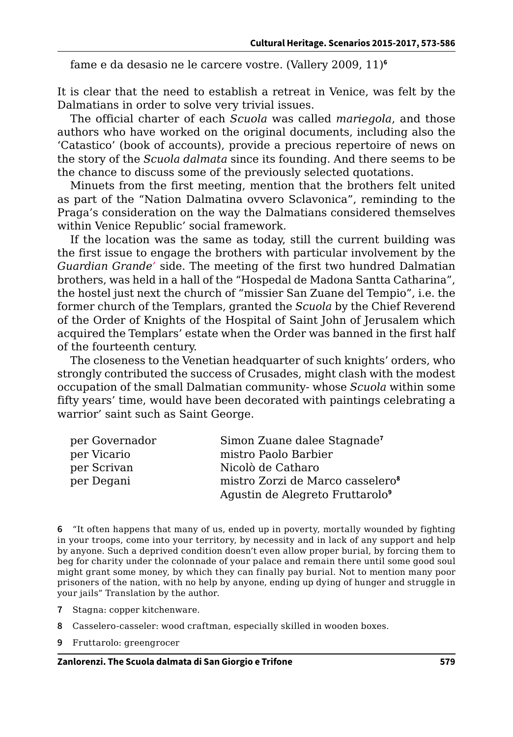fame e da desasio ne le carcere vostre. (Vallery 2009, 11)[6]

It is clear that the need to establish a retreat in Venice, was felt by the Dalmatians in order to solve very trivial issues.

The official charter of each *Scuola* was called *mariegola*, and those authors who have worked on the original documents, including also the 'Catastico' (book of accounts), provide a precious repertoire of news on the story of the *Scuola dalmata* since its founding. And there seems to be the chance to discuss some of the previously selected quotations.

Minuets from the first meeting, mention that the brothers felt united as part of the "Nation Dalmatina ovvero Sclavonica", reminding to the Praga's consideration on the way the Dalmatians considered themselves within Venice Republic' social framework.

If the location was the same as today, still the current building was the first issue to engage the brothers with particular involvement by the *Guardian Grande'* side. The meeting of the first two hundred Dalmatian brothers, was held in a hall of the "Hospedal de Madona Santta Catharina", the hostel just next the church of "missier San Zuane del Tempio", i.e. the former church of the Templars, granted the *Scuola* by the Chief Reverend of the Order of Knights of the Hospital of Saint John of Jerusalem which acquired the Templars' estate when the Order was banned in the first half of the fourteenth century.

The closeness to the Venetian headquarter of such knights' orders, who strongly contributed the success of Crusades, might clash with the modest occupation of the small Dalmatian community- whose *Scuola* within some fifty years' time, would have been decorated with paintings celebrating a warrior' saint such as Saint George.

| | |
|---|---|
| per Governador | Simon Zuane dalee Stagnade[7] |
| per Vicario | mistro Paolo Barbier |
| per Scrivan | Nicolò de Catharo |
| per Degani | mistro Zorzi de Marco casselero[8] |
| | Agustin de Alegreto Fruttarolo[9] |

6 "It often happens that many of us, ended up in poverty, mortally wounded by fighting in your troops, come into your territory, by necessity and in lack of any support and help by anyone. Such a deprived condition doesn't even allow proper burial, by forcing them to beg for charity under the colonnade of your palace and remain there until some good soul might grant some money, by which they can finally pay burial. Not to mention many poor prisoners of the nation, with no help by anyone, ending up dying of hunger and struggle in your jails" Translation by the author.

7 Stagna: copper kitchenware.

8 Casselero-casseler: wood craftman, especially skilled in wooden boxes.

9 Fruttarolo: greengrocer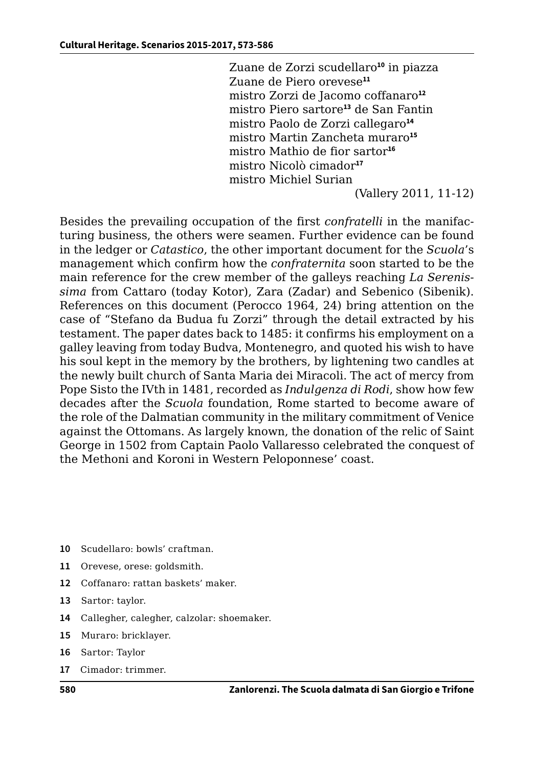Zuane de Zorzi scudellaro[10] in piazza  
Zuane de Piero orevese[11]  
mistro Zorzi de Jacomo coffanaro[12]  
mistro Piero sartore[13] de San Fantin  
mistro Paolo de Zorzi callegaro[14]  
mistro Martin Zancheta muraro[15]  
mistro Mathio de fior sartor[16]  
mistro Nicolò cimador[17]  
mistro Michiel Surian  
(Vallery 2011, 11-12)

Besides the prevailing occupation of the first *confratelli* in the manifacturing business, the others were seamen. Further evidence can be found in the ledger or *Catastico*, the other important document for the *Scuola*'s management which confirm how the *confraternita* soon started to be the main reference for the crew member of the galleys reaching *La Serenissima* from Cattaro (today Kotor), Zara (Zadar) and Sebenico (Sibenik). References on this document (Perocco 1964, 24) bring attention on the case of "Stefano da Budua fu Zorzi" through the detail extracted by his testament. The paper dates back to 1485: it confirms his employment on a galley leaving from today Budva, Montenegro, and quoted his wish to have his soul kept in the memory by the brothers, by lightening two candles at the newly built church of Santa Maria dei Miracoli. The act of mercy from Pope Sisto the IVth in 1481, recorded as *Indulgenza di Rodi*, show how few decades after the *Scuola* foundation, Rome started to become aware of the role of the Dalmatian community in the military commitment of Venice against the Ottomans. As largely known, the donation of the relic of Saint George in 1502 from Captain Paolo Vallaresso celebrated the conquest of the Methoni and Koroni in Western Peloponnese' coast.

10 Scudellaro: bowls' craftman.

11 Orevese, orese: goldsmith.

12 Coffanaro: rattan baskets' maker.

13 Sartor: taylor.

14 Callegher, calegher, calzolar: shoemaker.

15 Muraro: bricklayer.

16 Sartor: Taylor

17 Cimador: trimmer.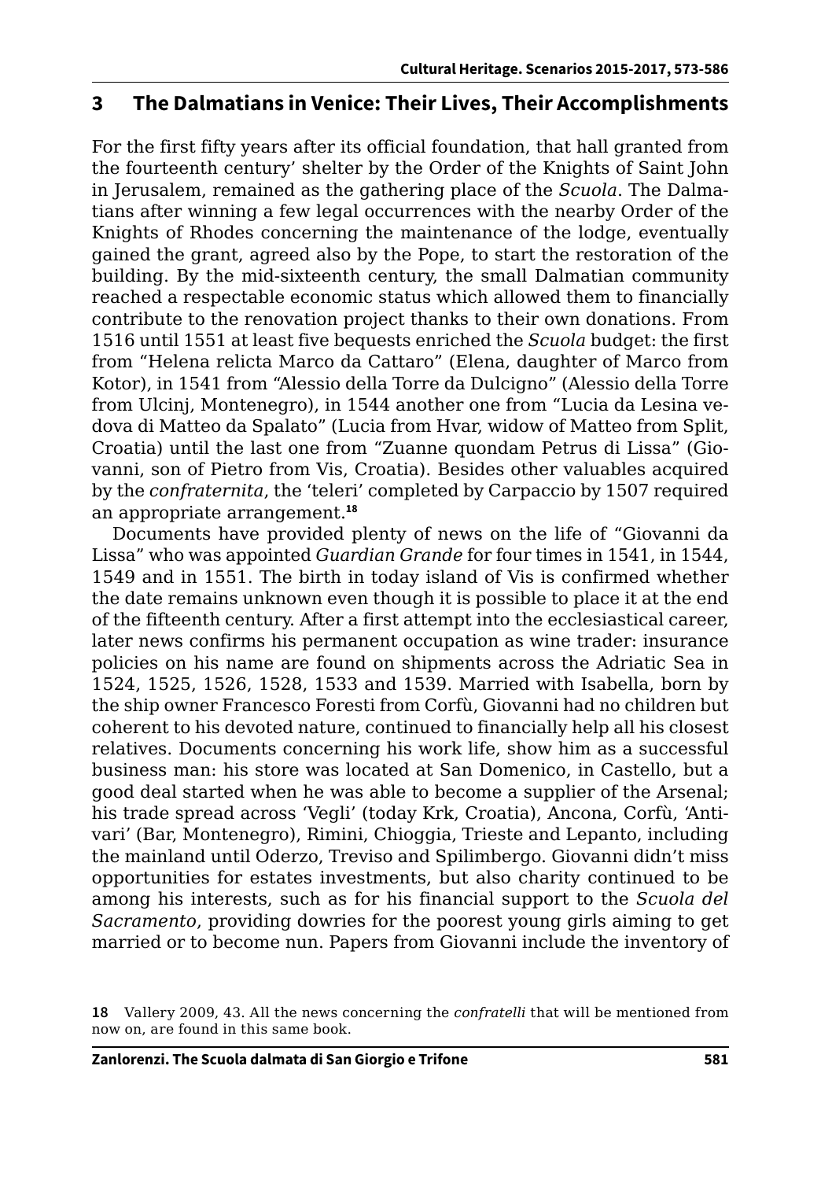## 3 The Dalmatians in Venice: Their Lives, Their Accomplishments

For the first fifty years after its official foundation, that hall granted from the fourteenth century' shelter by the Order of the Knights of Saint John in Jerusalem, remained as the gathering place of the *Scuola*. The Dalmatians after winning a few legal occurrences with the nearby Order of the Knights of Rhodes concerning the maintenance of the lodge, eventually gained the grant, agreed also by the Pope, to start the restoration of the building. By the mid-sixteenth century, the small Dalmatian community reached a respectable economic status which allowed them to financially contribute to the renovation project thanks to their own donations. From 1516 until 1551 at least five bequests enriched the *Scuola* budget: the first from "Helena relicta Marco da Cattaro" (Elena, daughter of Marco from Kotor), in 1541 from "Alessio della Torre da Dulcigno" (Alessio della Torre from Ulcinj, Montenegro), in 1544 another one from "Lucia da Lesina vedova di Matteo da Spalato" (Lucia from Hvar, widow of Matteo from Split, Croatia) until the last one from "Zuanne quondam Petrus di Lissa" (Giovanni, son of Pietro from Vis, Croatia). Besides other valuables acquired by the *confraternita*, the 'teleri' completed by Carpaccio by 1507 required an appropriate arrangement.[18]

Documents have provided plenty of news on the life of "Giovanni da Lissa" who was appointed *Guardian Grande* for four times in 1541, in 1544, 1549 and in 1551. The birth in today island of Vis is confirmed whether the date remains unknown even though it is possible to place it at the end of the fifteenth century. After a first attempt into the ecclesiastical career, later news confirms his permanent occupation as wine trader: insurance policies on his name are found on shipments across the Adriatic Sea in 1524, 1525, 1526, 1528, 1533 and 1539. Married with Isabella, born by the ship owner Francesco Foresti from Corfù, Giovanni had no children but coherent to his devoted nature, continued to financially help all his closest relatives. Documents concerning his work life, show him as a successful business man: his store was located at San Domenico, in Castello, but a good deal started when he was able to become a supplier of the Arsenal; his trade spread across 'Vegli' (today Krk, Croatia), Ancona, Corfù, 'Antivari' (Bar, Montenegro), Rimini, Chioggia, Trieste and Lepanto, including the mainland until Oderzo, Treviso and Spilimbergo. Giovanni didn't miss opportunities for estates investments, but also charity continued to be among his interests, such as for his financial support to the *Scuola del Sacramento*, providing dowries for the poorest young girls aiming to get married or to become nun. Papers from Giovanni include the inventory of

18 Vallery 2009, 43. All the news concerning the *confratelli* that will be mentioned from now on, are found in this same book.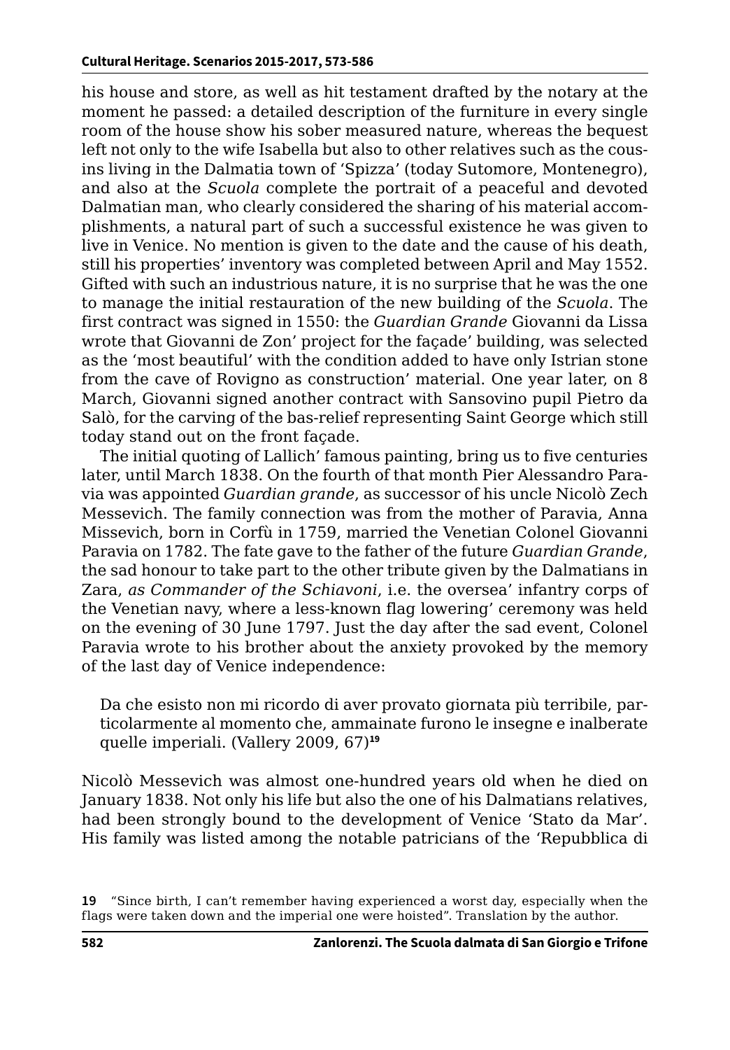his house and store, as well as hit testament drafted by the notary at the moment he passed: a detailed description of the furniture in every single room of the house show his sober measured nature, whereas the bequest left not only to the wife Isabella but also to other relatives such as the cousins living in the Dalmatia town of 'Spizza' (today Sutomore, Montenegro), and also at the *Scuola* complete the portrait of a peaceful and devoted Dalmatian man, who clearly considered the sharing of his material accomplishments, a natural part of such a successful existence he was given to live in Venice. No mention is given to the date and the cause of his death, still his properties' inventory was completed between April and May 1552. Gifted with such an industrious nature, it is no surprise that he was the one to manage the initial restauration of the new building of the *Scuola*. The first contract was signed in 1550: the *Guardian Grande* Giovanni da Lissa wrote that Giovanni de Zon' project for the façade' building, was selected as the 'most beautiful' with the condition added to have only Istrian stone from the cave of Rovigno as construction' material. One year later, on 8 March, Giovanni signed another contract with Sansovino pupil Pietro da Salò, for the carving of the bas-relief representing Saint George which still today stand out on the front façade.

The initial quoting of Lallich' famous painting, bring us to five centuries later, until March 1838. On the fourth of that month Pier Alessandro Paravia was appointed *Guardian grande*, as successor of his uncle Nicolò Zech Messevich. The family connection was from the mother of Paravia, Anna Missevich, born in Corfù in 1759, married the Venetian Colonel Giovanni Paravia on 1782. The fate gave to the father of the future *Guardian Grande*, the sad honour to take part to the other tribute given by the Dalmatians in Zara, *as Commander of the Schiavoni*, i.e. the oversea' infantry corps of the Venetian navy, where a less-known flag lowering' ceremony was held on the evening of 30 June 1797. Just the day after the sad event, Colonel Paravia wrote to his brother about the anxiety provoked by the memory of the last day of Venice independence:

> Da che esisto non mi ricordo di aver provato giornata più terribile, particolarmente al momento che, ammainate furono le insegne e inalberate quelle imperiali. (Vallery 2009, 67)[19]

Nicolò Messevich was almost one-hundred years old when he died on January 1838. Not only his life but also the one of his Dalmatians relatives, had been strongly bound to the development of Venice 'Stato da Mar'. His family was listed among the notable patricians of the 'Repubblica di

19 "Since birth, I can't remember having experienced a worst day, especially when the flags were taken down and the imperial one were hoisted". Translation by the author.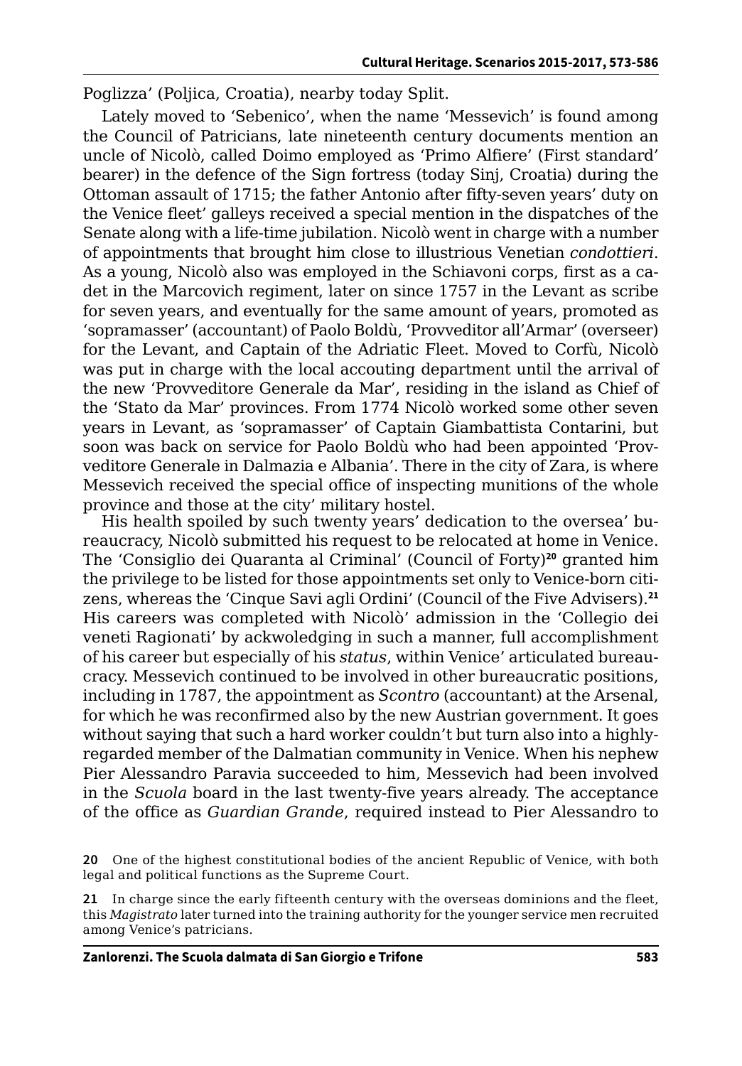Poglizza' (Poljica, Croatia), nearby today Split.

Lately moved to 'Sebenico', when the name 'Messevich' is found among the Council of Patricians, late nineteenth century documents mention an uncle of Nicolò, called Doimo employed as 'Primo Alfiere' (First standard' bearer) in the defence of the Sign fortress (today Sinj, Croatia) during the Ottoman assault of 1715; the father Antonio after fifty-seven years' duty on the Venice fleet' galleys received a special mention in the dispatches of the Senate along with a life-time jubilation. Nicolò went in charge with a number of appointments that brought him close to illustrious Venetian *condottieri*. As a young, Nicolò also was employed in the Schiavoni corps, first as a cadet in the Marcovich regiment, later on since 1757 in the Levant as scribe for seven years, and eventually for the same amount of years, promoted as 'sopramasser' (accountant) of Paolo Boldù, 'Provveditor all'Armar' (overseer) for the Levant, and Captain of the Adriatic Fleet. Moved to Corfù, Nicolò was put in charge with the local accouting department until the arrival of the new 'Provveditore Generale da Mar', residing in the island as Chief of the 'Stato da Mar' provinces. From 1774 Nicolò worked some other seven years in Levant, as 'sopramasser' of Captain Giambattista Contarini, but soon was back on service for Paolo Boldù who had been appointed 'Provveditore Generale in Dalmazia e Albania'. There in the city of Zara, is where Messevich received the special office of inspecting munitions of the whole province and those at the city' military hostel.

His health spoiled by such twenty years' dedication to the oversea' bureaucracy, Nicolò submitted his request to be relocated at home in Venice. The 'Consiglio dei Quaranta al Criminal' (Council of Forty)[20] granted him the privilege to be listed for those appointments set only to Venice-born citizens, whereas the 'Cinque Savi agli Ordini' (Council of the Five Advisers).[21] His careers was completed with Nicolò' admission in the 'Collegio dei veneti Ragionati' by ackwoledging in such a manner, full accomplishment of his career but especially of his *status*, within Venice' articulated bureaucracy. Messevich continued to be involved in other bureaucratic positions, including in 1787, the appointment as *Scontro* (accountant) at the Arsenal, for which he was reconfirmed also by the new Austrian government. It goes without saying that such a hard worker couldn't but turn also into a highly-regarded member of the Dalmatian community in Venice. When his nephew Pier Alessandro Paravia succeeded to him, Messevich had been involved in the *Scuola* board in the last twenty-five years already. The acceptance of the office as *Guardian Grande*, required instead to Pier Alessandro to

20 One of the highest constitutional bodies of the ancient Republic of Venice, with both legal and political functions as the Supreme Court.

21 In charge since the early fifteenth century with the overseas dominions and the fleet, this *Magistrato* later turned into the training authority for the younger service men recruited among Venice's patricians.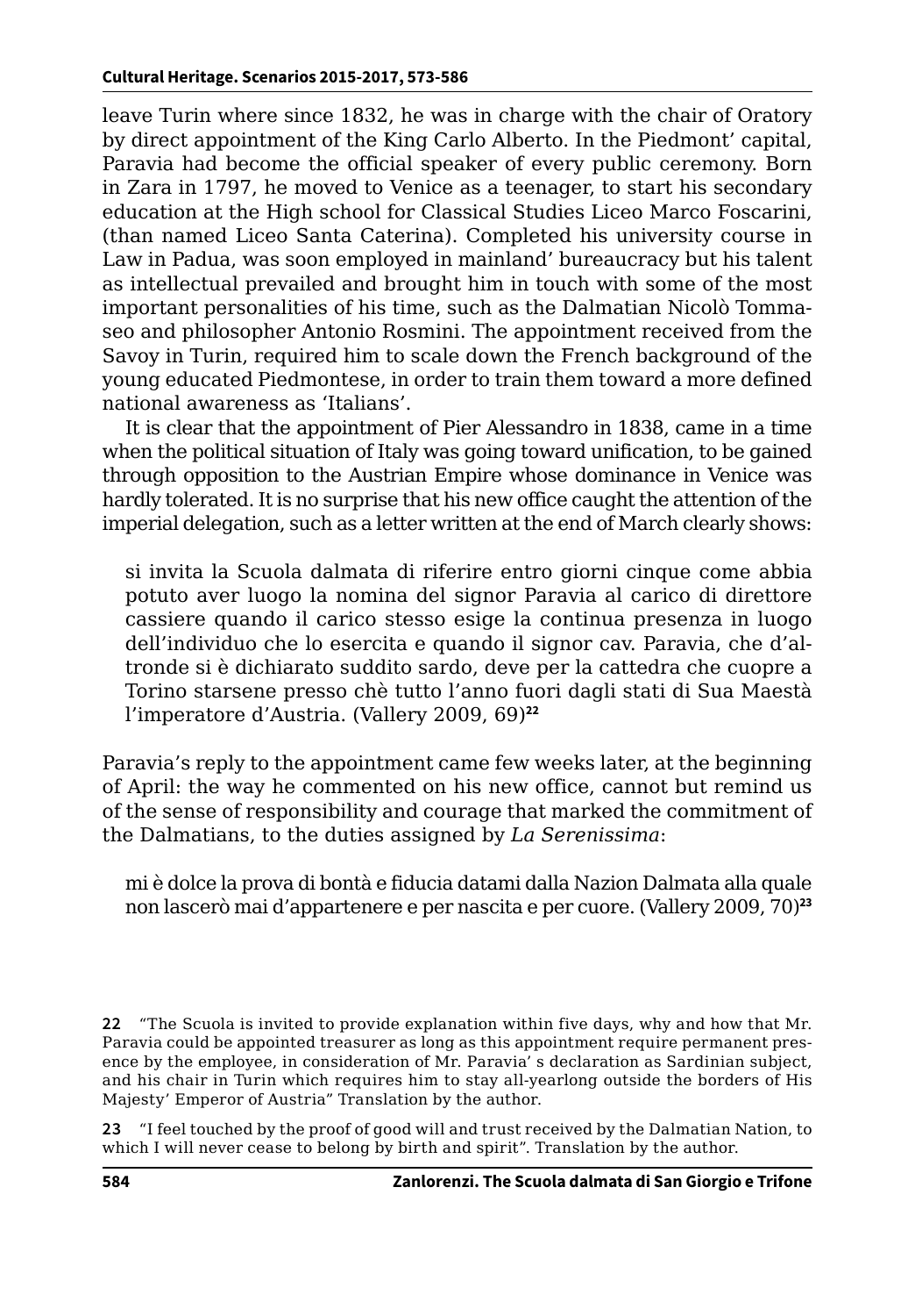leave Turin where since 1832, he was in charge with the chair of Oratory by direct appointment of the King Carlo Alberto. In the Piedmont' capital, Paravia had become the official speaker of every public ceremony. Born in Zara in 1797, he moved to Venice as a teenager, to start his secondary education at the High school for Classical Studies Liceo Marco Foscarini, (than named Liceo Santa Caterina). Completed his university course in Law in Padua, was soon employed in mainland' bureaucracy but his talent as intellectual prevailed and brought him in touch with some of the most important personalities of his time, such as the Dalmatian Nicolò Tommaseo and philosopher Antonio Rosmini. The appointment received from the Savoy in Turin, required him to scale down the French background of the young educated Piedmontese, in order to train them toward a more defined national awareness as 'Italians'.

It is clear that the appointment of Pier Alessandro in 1838, came in a time when the political situation of Italy was going toward unification, to be gained through opposition to the Austrian Empire whose dominance in Venice was hardly tolerated. It is no surprise that his new office caught the attention of the imperial delegation, such as a letter written at the end of March clearly shows:

> si invita la Scuola dalmata di riferire entro giorni cinque come abbia potuto aver luogo la nomina del signor Paravia al carico di direttore cassiere quando il carico stesso esige la continua presenza in luogo dell'individuo che lo esercita e quando il signor cav. Paravia, che d'altronde si è dichiarato suddito sardo, deve per la cattedra che cuopre a Torino starsene presso chè tutto l'anno fuori dagli stati di Sua Maestà l'imperatore d'Austria. (Vallery 2009, 69)[22]

Paravia's reply to the appointment came few weeks later, at the beginning of April: the way he commented on his new office, cannot but remind us of the sense of responsibility and courage that marked the commitment of the Dalmatians, to the duties assigned by *La Serenissima*:

> mi è dolce la prova di bontà e fiducia datami dalla Nazion Dalmata alla quale non lascerò mai d'appartenere e per nascita e per cuore. (Vallery 2009, 70)[23]

22 "The Scuola is invited to provide explanation within five days, why and how that Mr. Paravia could be appointed treasurer as long as this appointment require permanent presence by the employee, in consideration of Mr. Paravia' s declaration as Sardinian subject, and his chair in Turin which requires him to stay all-yearlong outside the borders of His Majesty' Emperor of Austria" Translation by the author.

23 "I feel touched by the proof of good will and trust received by the Dalmatian Nation, to which I will never cease to belong by birth and spirit". Translation by the author.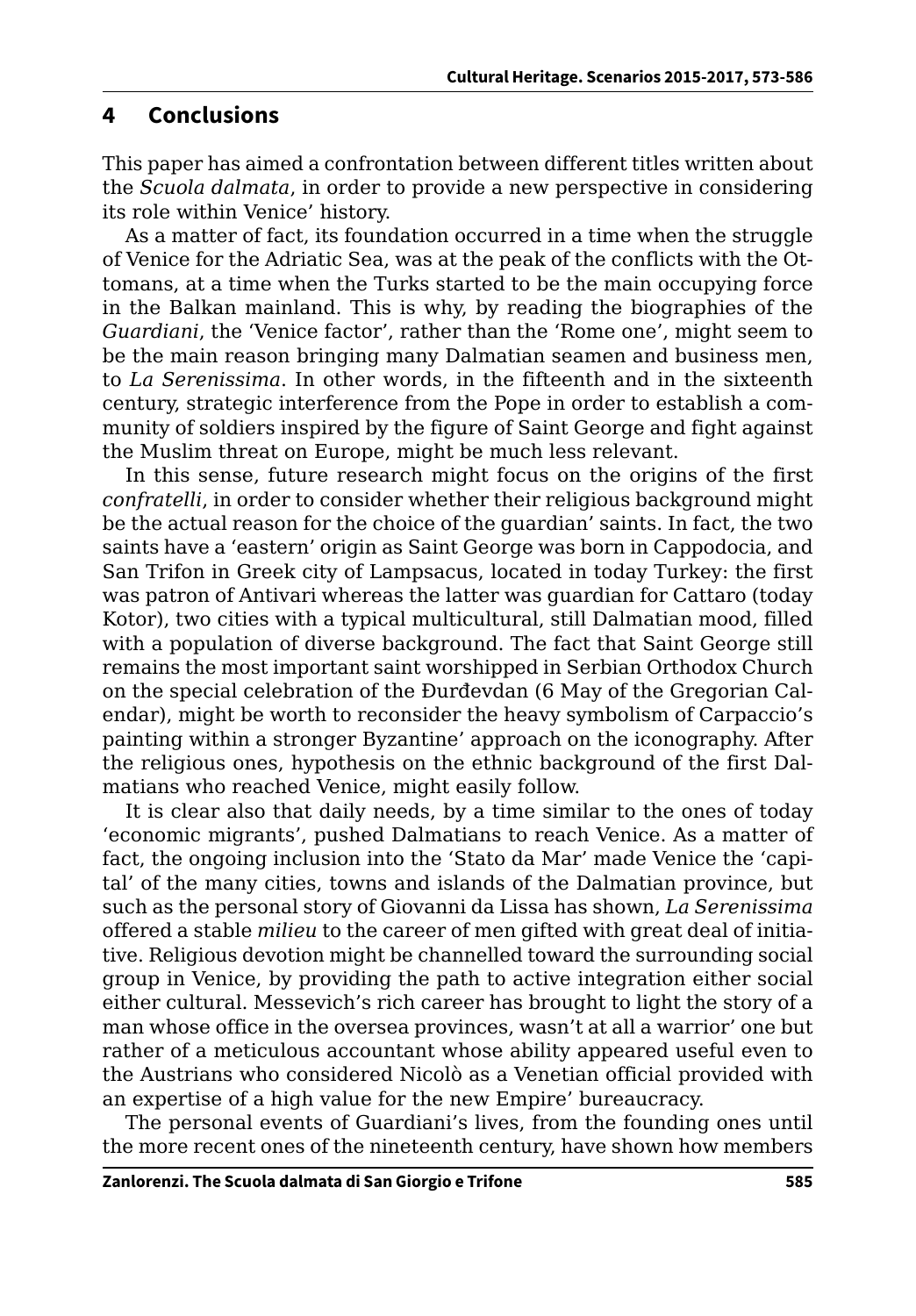## 4 Conclusions

This paper has aimed a confrontation between different titles written about the *Scuola dalmata*, in order to provide a new perspective in considering its role within Venice' history.

As a matter of fact, its foundation occurred in a time when the struggle of Venice for the Adriatic Sea, was at the peak of the conflicts with the Ottomans, at a time when the Turks started to be the main occupying force in the Balkan mainland. This is why, by reading the biographies of the *Guardiani*, the 'Venice factor', rather than the 'Rome one', might seem to be the main reason bringing many Dalmatian seamen and business men, to *La Serenissima*. In other words, in the fifteenth and in the sixteenth century, strategic interference from the Pope in order to establish a community of soldiers inspired by the figure of Saint George and fight against the Muslim threat on Europe, might be much less relevant.

In this sense, future research might focus on the origins of the first *confratelli*, in order to consider whether their religious background might be the actual reason for the choice of the guardian' saints. In fact, the two saints have a 'eastern' origin as Saint George was born in Cappodocia, and San Trifon in Greek city of Lampsacus, located in today Turkey: the first was patron of Antivari whereas the latter was guardian for Cattaro (today Kotor), two cities with a typical multicultural, still Dalmatian mood, filled with a population of diverse background. The fact that Saint George still remains the most important saint worshipped in Serbian Orthodox Church on the special celebration of the Đurđevdan (6 May of the Gregorian Calendar), might be worth to reconsider the heavy symbolism of Carpaccio's painting within a stronger Byzantine' approach on the iconography. After the religious ones, hypothesis on the ethnic background of the first Dalmatians who reached Venice, might easily follow.

It is clear also that daily needs, by a time similar to the ones of today 'economic migrants', pushed Dalmatians to reach Venice. As a matter of fact, the ongoing inclusion into the 'Stato da Mar' made Venice the 'capital' of the many cities, towns and islands of the Dalmatian province, but such as the personal story of Giovanni da Lissa has shown, *La Serenissima* offered a stable *milieu* to the career of men gifted with great deal of initiative. Religious devotion might be channelled toward the surrounding social group in Venice, by providing the path to active integration either social either cultural. Messevich's rich career has brought to light the story of a man whose office in the oversea provinces, wasn't at all a warrior' one but rather of a meticulous accountant whose ability appeared useful even to the Austrians who considered Nicolò as a Venetian official provided with an expertise of a high value for the new Empire' bureaucracy.

The personal events of Guardiani's lives, from the founding ones until the more recent ones of the nineteenth century, have shown how members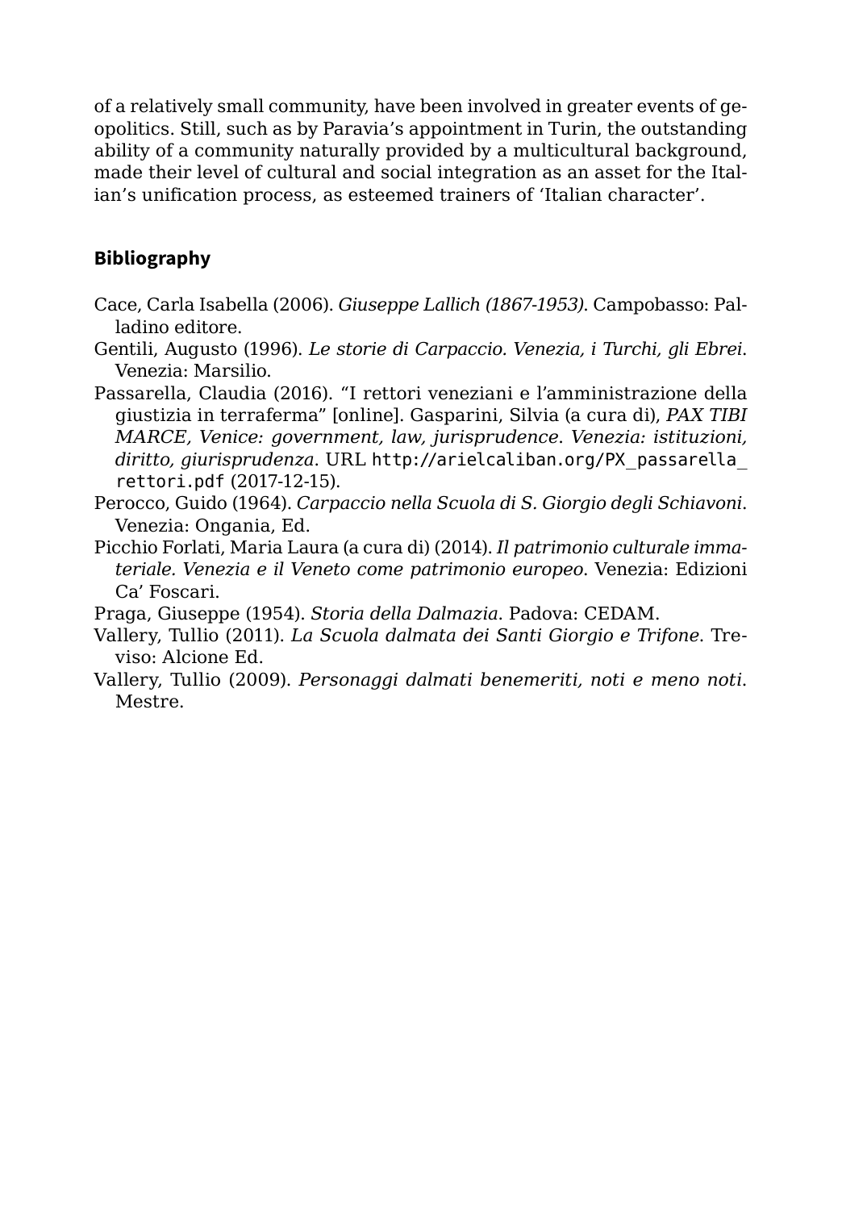of a relatively small community, have been involved in greater events of geopolitics. Still, such as by Paravia's appointment in Turin, the outstanding ability of a community naturally provided by a multicultural background, made their level of cultural and social integration as an asset for the Italian's unification process, as esteemed trainers of 'Italian character'.

## Bibliography

Cace, Carla Isabella (2006). *Giuseppe Lallich (1867-1953)*. Campobasso: Palladino editore.

Gentili, Augusto (1996). *Le storie di Carpaccio. Venezia, i Turchi, gli Ebrei*. Venezia: Marsilio.

Passarella, Claudia (2016). "I rettori veneziani e l'amministrazione della giustizia in terraferma" [online]. Gasparini, Silvia (a cura di), *PAX TIBI MARCE, Venice: government, law, jurisprudence. Venezia: istituzioni, diritto, giurisprudenza*. URL `http://arielcaliban.org/PX_passarella_rettori.pdf` (2017-12-15).

Perocco, Guido (1964). *Carpaccio nella Scuola di S. Giorgio degli Schiavoni*. Venezia: Ongania, Ed.

Picchio Forlati, Maria Laura (a cura di) (2014). *Il patrimonio culturale immateriale. Venezia e il Veneto come patrimonio europeo*. Venezia: Edizioni Ca' Foscari.

Praga, Giuseppe (1954). *Storia della Dalmazia*. Padova: CEDAM.

Vallery, Tullio (2011). *La Scuola dalmata dei Santi Giorgio e Trifone*. Treviso: Alcione Ed.

Vallery, Tullio (2009). *Personaggi dalmati benemeriti, noti e meno noti*. Mestre.